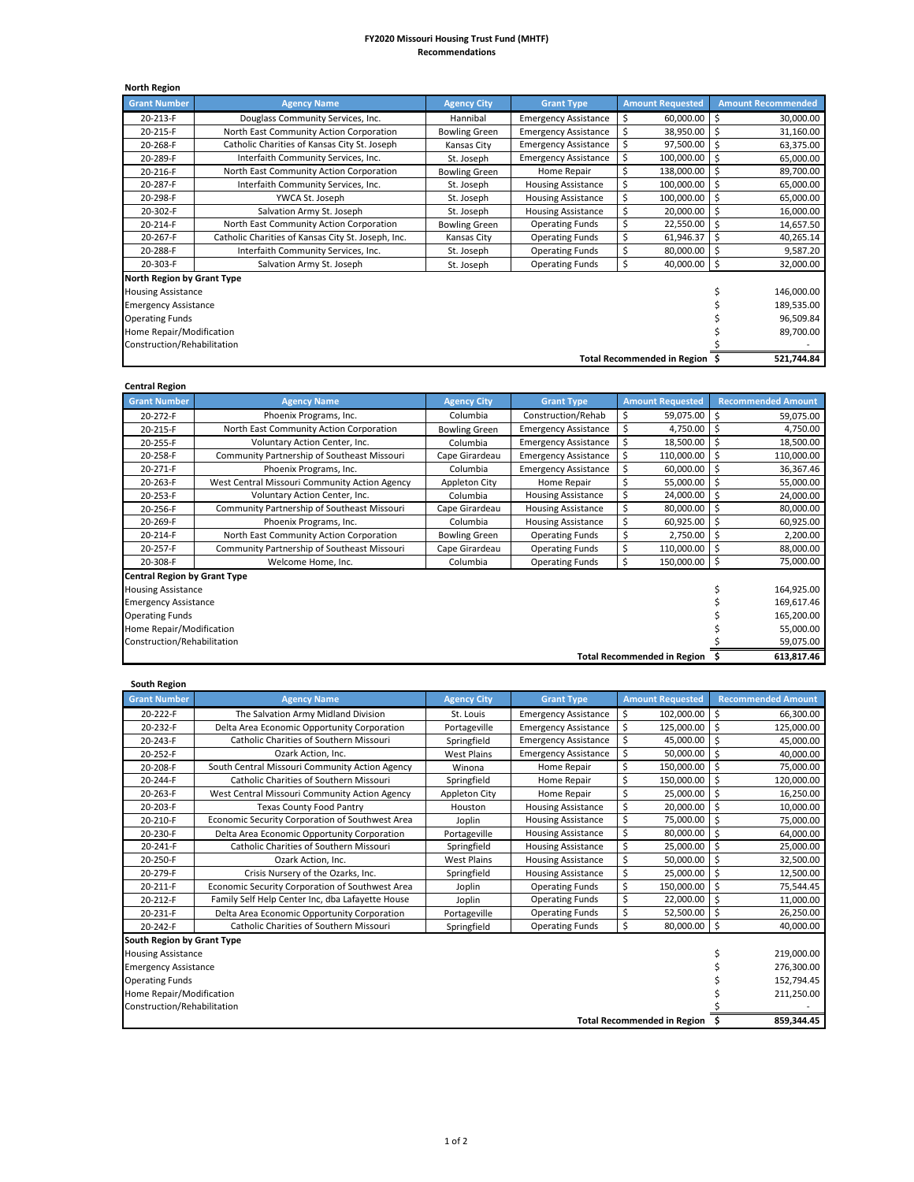**FY2020 Missouri Housing Trust Fund (MHTF)**
**Recommendations**

**North Region**

| Grant Number | Agency Name | Agency City | Grant Type | Amount Requested | Amount Recommended |
|---|---|---|---|---|---|
| 20-213-F | Douglass Community Services, Inc. | Hannibal | Emergency Assistance | $ 60,000.00 | $ 30,000.00 |
| 20-215-F | North East Community Action Corporation | Bowling Green | Emergency Assistance | $ 38,950.00 | $ 31,160.00 |
| 20-268-F | Catholic Charities of Kansas City St. Joseph | Kansas City | Emergency Assistance | $ 97,500.00 | $ 63,375.00 |
| 20-289-F | Interfaith Community Services, Inc. | St. Joseph | Emergency Assistance | $ 100,000.00 | $ 65,000.00 |
| 20-216-F | North East Community Action Corporation | Bowling Green | Home Repair | $ 138,000.00 | $ 89,700.00 |
| 20-287-F | Interfaith Community Services, Inc. | St. Joseph | Housing Assistance | $ 100,000.00 | $ 65,000.00 |
| 20-298-F | YWCA St. Joseph | St. Joseph | Housing Assistance | $ 100,000.00 | $ 65,000.00 |
| 20-302-F | Salvation Army St. Joseph | St. Joseph | Housing Assistance | $ 20,000.00 | $ 16,000.00 |
| 20-214-F | North East Community Action Corporation | Bowling Green | Operating Funds | $ 22,550.00 | $ 14,657.50 |
| 20-267-F | Catholic Charities of Kansas City St. Joseph, Inc. | Kansas City | Operating Funds | $ 61,946.37 | $ 40,265.14 |
| 20-288-F | Interfaith Community Services, Inc. | St. Joseph | Operating Funds | $ 80,000.00 | $ 9,587.20 |
| 20-303-F | Salvation Army St. Joseph | St. Joseph | Operating Funds | $ 40,000.00 | $ 32,000.00 |
| **North Region by Grant Type** | | | | | |
| Housing Assistance | | | | | $ 146,000.00 |
| Emergency Assistance | | | | | $ 189,535.00 |
| Operating Funds | | | | | $ 96,509.84 |
| Home Repair/Modification | | | | | $ 89,700.00 |
| Construction/Rehabilitation | | | | | $ - |
| | | | | **Total Recommended in Region** | **$ 521,744.84** |

**Central Region**

| Grant Number | Agency Name | Agency City | Grant Type | Amount Requested | Recommended Amount |
|---|---|---|---|---|---|
| 20-272-F | Phoenix Programs, Inc. | Columbia | Construction/Rehab | $ 59,075.00 | $ 59,075.00 |
| 20-215-F | North East Community Action Corporation | Bowling Green | Emergency Assistance | $ 4,750.00 | $ 4,750.00 |
| 20-255-F | Voluntary Action Center, Inc. | Columbia | Emergency Assistance | $ 18,500.00 | $ 18,500.00 |
| 20-258-F | Community Partnership of Southeast Missouri | Cape Girardeau | Emergency Assistance | $ 110,000.00 | $ 110,000.00 |
| 20-271-F | Phoenix Programs, Inc. | Columbia | Emergency Assistance | $ 60,000.00 | $ 36,367.46 |
| 20-263-F | West Central Missouri Community Action Agency | Appleton City | Home Repair | $ 55,000.00 | $ 55,000.00 |
| 20-253-F | Voluntary Action Center, Inc. | Columbia | Housing Assistance | $ 24,000.00 | $ 24,000.00 |
| 20-256-F | Community Partnership of Southeast Missouri | Cape Girardeau | Housing Assistance | $ 80,000.00 | $ 80,000.00 |
| 20-269-F | Phoenix Programs, Inc. | Columbia | Housing Assistance | $ 60,925.00 | $ 60,925.00 |
| 20-214-F | North East Community Action Corporation | Bowling Green | Operating Funds | $ 2,750.00 | $ 2,200.00 |
| 20-257-F | Community Partnership of Southeast Missouri | Cape Girardeau | Operating Funds | $ 110,000.00 | $ 88,000.00 |
| 20-308-F | Welcome Home, Inc. | Columbia | Operating Funds | $ 150,000.00 | $ 75,000.00 |
| **Central Region by Grant Type** | | | | | |
| Housing Assistance | | | | | $ 164,925.00 |
| Emergency Assistance | | | | | $ 169,617.46 |
| Operating Funds | | | | | $ 165,200.00 |
| Home Repair/Modification | | | | | $ 55,000.00 |
| Construction/Rehabilitation | | | | | $ 59,075.00 |
| | | | | **Total Recommended in Region** | **$ 613,817.46** |

**South Region**

| Grant Number | Agency Name | Agency City | Grant Type | Amount Requested | Recommended Amount |
|---|---|---|---|---|---|
| 20-222-F | The Salvation Army Midland Division | St. Louis | Emergency Assistance | $ 102,000.00 | $ 66,300.00 |
| 20-232-F | Delta Area Economic Opportunity Corporation | Portageville | Emergency Assistance | $ 125,000.00 | $ 125,000.00 |
| 20-243-F | Catholic Charities of Southern Missouri | Springfield | Emergency Assistance | $ 45,000.00 | $ 45,000.00 |
| 20-252-F | Ozark Action, Inc. | West Plains | Emergency Assistance | $ 50,000.00 | $ 40,000.00 |
| 20-208-F | South Central Missouri Community Action Agency | Winona | Home Repair | $ 150,000.00 | $ 75,000.00 |
| 20-244-F | Catholic Charities of Southern Missouri | Springfield | Home Repair | $ 150,000.00 | $ 120,000.00 |
| 20-263-F | West Central Missouri Community Action Agency | Appleton City | Home Repair | $ 25,000.00 | $ 16,250.00 |
| 20-203-F | Texas County Food Pantry | Houston | Housing Assistance | $ 20,000.00 | $ 10,000.00 |
| 20-210-F | Economic Security Corporation of Southwest Area | Joplin | Housing Assistance | $ 75,000.00 | $ 75,000.00 |
| 20-230-F | Delta Area Economic Opportunity Corporation | Portageville | Housing Assistance | $ 80,000.00 | $ 64,000.00 |
| 20-241-F | Catholic Charities of Southern Missouri | Springfield | Housing Assistance | $ 25,000.00 | $ 25,000.00 |
| 20-250-F | Ozark Action, Inc. | West Plains | Housing Assistance | $ 50,000.00 | $ 32,500.00 |
| 20-279-F | Crisis Nursery of the Ozarks, Inc. | Springfield | Housing Assistance | $ 25,000.00 | $ 12,500.00 |
| 20-211-F | Economic Security Corporation of Southwest Area | Joplin | Operating Funds | $ 150,000.00 | $ 75,544.45 |
| 20-212-F | Family Self Help Center Inc, dba Lafayette House | Joplin | Operating Funds | $ 22,000.00 | $ 11,000.00 |
| 20-231-F | Delta Area Economic Opportunity Corporation | Portageville | Operating Funds | $ 52,500.00 | $ 26,250.00 |
| 20-242-F | Catholic Charities of Southern Missouri | Springfield | Operating Funds | $ 80,000.00 | $ 40,000.00 |
| **South Region by Grant Type** | | | | | |
| Housing Assistance | | | | | $ 219,000.00 |
| Emergency Assistance | | | | | $ 276,300.00 |
| Operating Funds | | | | | $ 152,794.45 |
| Home Repair/Modification | | | | | $ 211,250.00 |
| Construction/Rehabilitation | | | | | $ - |
| | | | | **Total Recommended in Region** | **$ 859,344.45** |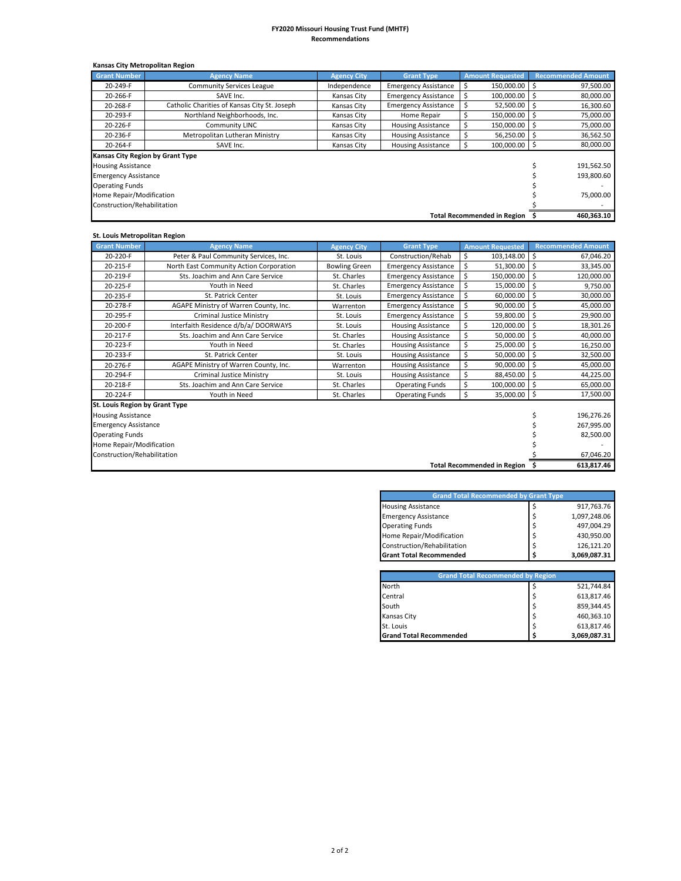**FY2020 Missouri Housing Trust Fund (MHTF)**
**Recommendations**

**Kansas City Metropolitan Region**

| Grant Number | Agency Name | Agency City | Grant Type | Amount Requested | Recommended Amount |
|---|---|---|---|---|---|
| 20-249-F | Community Services League | Independence | Emergency Assistance | $ 150,000.00 | $ 97,500.00 |
| 20-266-F | SAVE Inc. | Kansas City | Emergency Assistance | $ 100,000.00 | $ 80,000.00 |
| 20-268-F | Catholic Charities of Kansas City St. Joseph | Kansas City | Emergency Assistance | $ 52,500.00 | $ 16,300.60 |
| 20-293-F | Northland Neighborhoods, Inc. | Kansas City | Home Repair | $ 150,000.00 | $ 75,000.00 |
| 20-226-F | Community LINC | Kansas City | Housing Assistance | $ 150,000.00 | $ 75,000.00 |
| 20-236-F | Metropolitan Lutheran Ministry | Kansas City | Housing Assistance | $ 56,250.00 | $ 36,562.50 |
| 20-264-F | SAVE Inc. | Kansas City | Housing Assistance | $ 100,000.00 | $ 80,000.00 |

**Kansas City Region by Grant Type**

| | |
|---|---|
| Housing Assistance | $ 191,562.50 |
| Emergency Assistance | $ 193,800.60 |
| Operating Funds | $ - |
| Home Repair/Modification | $ 75,000.00 |
| Construction/Rehabilitation | $ - |
| **Total Recommended in Region** | **$ 460,363.10** |

**St. Louis Metropolitan Region**

| Grant Number | Agency Name | Agency City | Grant Type | Amount Requested | Recommended Amount |
|---|---|---|---|---|---|
| 20-220-F | Peter & Paul Community Services, Inc. | St. Louis | Construction/Rehab | $ 103,148.00 | $ 67,046.20 |
| 20-215-F | North East Community Action Corporation | Bowling Green | Emergency Assistance | $ 51,300.00 | $ 33,345.00 |
| 20-219-F | Sts. Joachim and Ann Care Service | St. Charles | Emergency Assistance | $ 150,000.00 | $ 120,000.00 |
| 20-225-F | Youth in Need | St. Charles | Emergency Assistance | $ 15,000.00 | $ 9,750.00 |
| 20-235-F | St. Patrick Center | St. Louis | Emergency Assistance | $ 60,000.00 | $ 30,000.00 |
| 20-278-F | AGAPE Ministry of Warren County, Inc. | Warrenton | Emergency Assistance | $ 90,000.00 | $ 45,000.00 |
| 20-295-F | Criminal Justice Ministry | St. Louis | Emergency Assistance | $ 59,800.00 | $ 29,900.00 |
| 20-200-F | Interfaith Residence d/b/a/ DOORWAYS | St. Louis | Housing Assistance | $ 120,000.00 | $ 18,301.26 |
| 20-217-F | Sts. Joachim and Ann Care Service | St. Charles | Housing Assistance | $ 50,000.00 | $ 40,000.00 |
| 20-223-F | Youth in Need | St. Charles | Housing Assistance | $ 25,000.00 | $ 16,250.00 |
| 20-233-F | St. Patrick Center | St. Louis | Housing Assistance | $ 50,000.00 | $ 32,500.00 |
| 20-276-F | AGAPE Ministry of Warren County, Inc. | Warrenton | Housing Assistance | $ 90,000.00 | $ 45,000.00 |
| 20-294-F | Criminal Justice Ministry | St. Louis | Housing Assistance | $ 88,450.00 | $ 44,225.00 |
| 20-218-F | Sts. Joachim and Ann Care Service | St. Charles | Operating Funds | $ 100,000.00 | $ 65,000.00 |
| 20-224-F | Youth in Need | St. Charles | Operating Funds | $ 35,000.00 | $ 17,500.00 |

**St. Louis Region by Grant Type**

| | |
|---|---|
| Housing Assistance | $ 196,276.26 |
| Emergency Assistance | $ 267,995.00 |
| Operating Funds | $ 82,500.00 |
| Home Repair/Modification | $ - |
| Construction/Rehabilitation | $ 67,046.20 |
| **Total Recommended in Region** | **$ 613,817.46** |

| Grand Total Recommended by Grant Type | |
|---|---|
| Housing Assistance | $ 917,763.76 |
| Emergency Assistance | $ 1,097,248.06 |
| Operating Funds | $ 497,004.29 |
| Home Repair/Modification | $ 430,950.00 |
| Construction/Rehabilitation | $ 126,121.20 |
| **Grant Total Recommended** | **$ 3,069,087.31** |

| Grand Total Recommended by Region | |
|---|---|
| North | $ 521,744.84 |
| Central | $ 613,817.46 |
| South | $ 859,344.45 |
| Kansas City | $ 460,363.10 |
| St. Louis | $ 613,817.46 |
| **Grand Total Recommended** | **$ 3,069,087.31** |